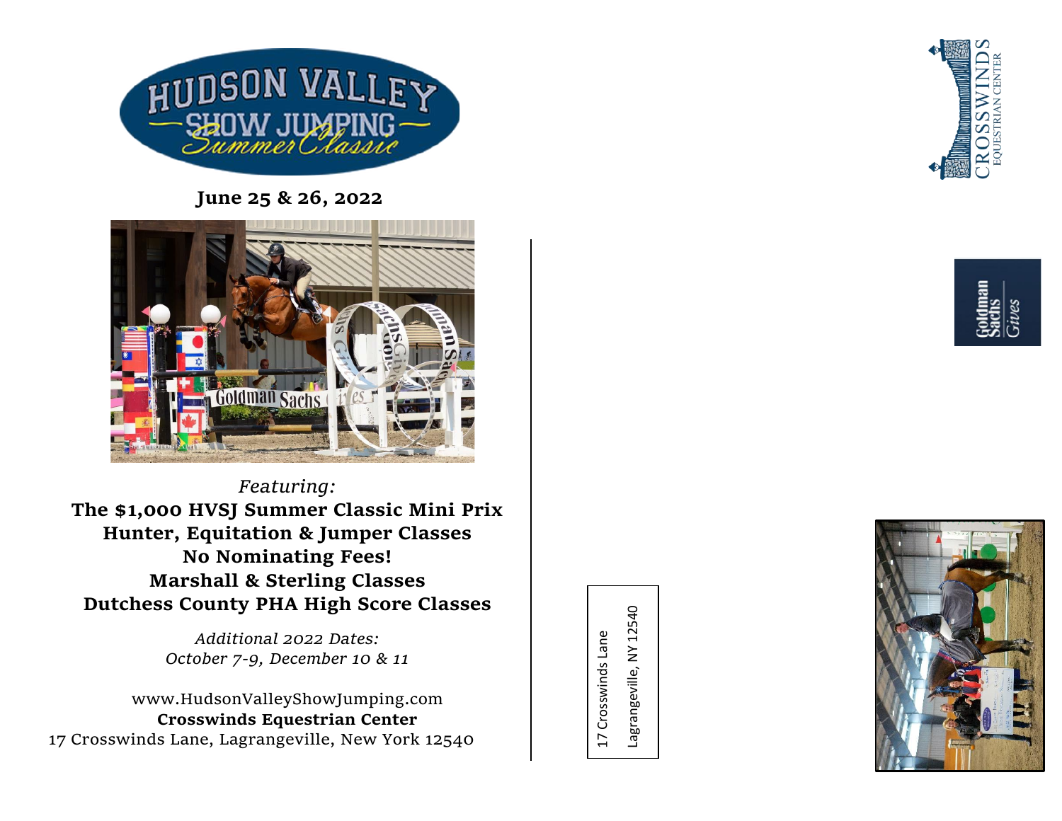# HUDSON VALLEY SHOW JUMPING Summer Classic

**June 25 & 26, 2022**

*Featuring:*

**The $1,000 HVSJ Summer Classic Mini Prix**
**Hunter, Equitation & Jumper Classes**
**No Nominating Fees!**
**Marshall & Sterling Classes**
**Dutchess County PHA High Score Classes**

*Additional 2022 Dates:*
*October 7-9, December 10 & 11*

www.HudsonValleyShowJumping.com
**Crosswinds Equestrian Center**
17 Crosswinds Lane, Lagrangeville, New York 12540

17 Crosswinds Lane
Lagrangeville, NY 12540

CROSSWINDS EQUESTRIAN CENTER

Goldman Sachs Gives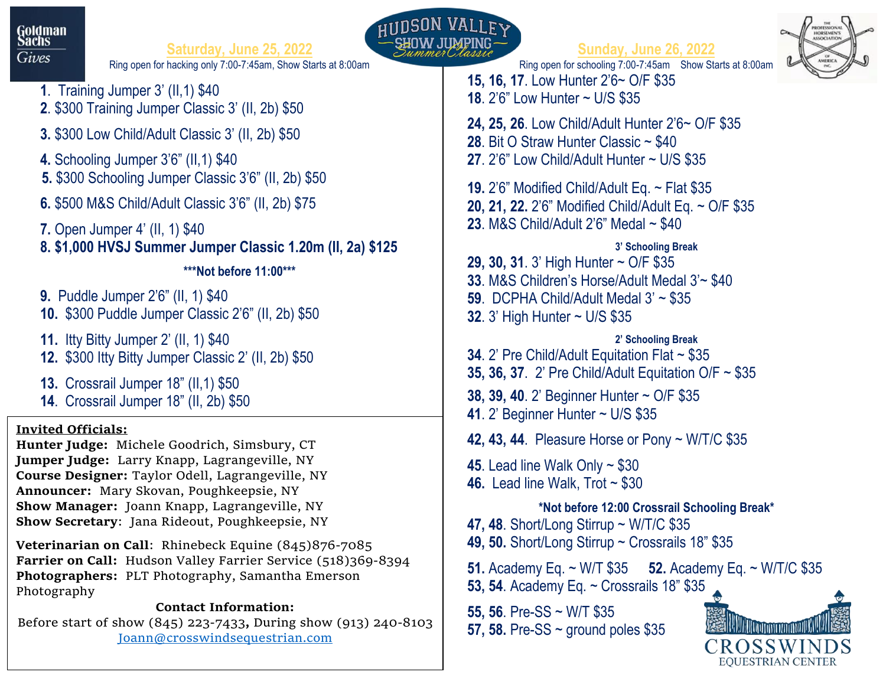Goldman Sachs Gives

HUDSON VALLEY SHOW JUMPING Summer Classic

## Saturday, June 25, 2022

Ring open for hacking only 7:00-7:45am, Show Starts at 8:00am

**1**. Training Jumper 3' (II,1) $40
**2**. $300 Training Jumper Classic 3' (II, 2b) $50

**3.** $300 Low Child/Adult Classic 3' (II, 2b) $50

**4.** Schooling Jumper 3'6" (II,1) $40
**5.** $300 Schooling Jumper Classic 3'6" (II, 2b) $50

**6.** $500 M&S Child/Adult Classic 3'6" (II, 2b) $75

**7.** Open Jumper 4' (II, 1) $40
**8. $1,000 HVSJ Summer Jumper Classic 1.20m (II, 2a) $125**

**\*\*\*Not before 11:00\*\*\***

**9.** Puddle Jumper 2'6" (II, 1) $40
**10.** $300 Puddle Jumper Classic 2'6" (II, 2b) $50

**11.** Itty Bitty Jumper 2' (II, 1) $40
**12.** $300 Itty Bitty Jumper Classic 2' (II, 2b) $50

**13.** Crossrail Jumper 18" (II,1) $50
**14**. Crossrail Jumper 18" (II, 2b) $50

**Invited Officials:**
**Hunter Judge:** Michele Goodrich, Simsbury, CT
**Jumper Judge:** Larry Knapp, Lagrangeville, NY
**Course Designer:** Taylor Odell, Lagrangeville, NY
**Announcer:** Mary Skovan, Poughkeepsie, NY
**Show Manager:** Joann Knapp, Lagrangeville, NY
**Show Secretary**: Jana Rideout, Poughkeepsie, NY

**Veterinarian on Call**: Rhinebeck Equine (845)876-7085
**Farrier on Call:** Hudson Valley Farrier Service (518)369-8394
**Photographers:** PLT Photography, Samantha Emerson Photography

**Contact Information:**
Before start of show (845) 223-7433, During show (913) 240-8103
Joann@crosswindsequestrian.com

## Sunday, June 26, 2022

Ring open for schooling 7:00-7:45am Show Starts at 8:00am

**15, 16, 17**. Low Hunter 2'6~ O/F $35
**18**. 2'6" Low Hunter ~ U/S $35

**24, 25, 26**. Low Child/Adult Hunter 2'6~ O/F $35
**28**. Bit O Straw Hunter Classic ~ $40
**27**. 2'6" Low Child/Adult Hunter ~ U/S $35

**19**. 2'6" Modified Child/Adult Eq. ~ Flat $35
**20, 21, 22.** 2'6" Modified Child/Adult Eq. ~ O/F $35
**23**. M&S Child/Adult 2'6" Medal ~ $40

**3' Schooling Break**

**29, 30, 31**. 3' High Hunter ~ O/F $35
**33**. M&S Children's Horse/Adult Medal 3'~ $40
**59**. DCPHA Child/Adult Medal 3' ~ $35
**32**. 3' High Hunter ~ U/S $35

**2' Schooling Break**

**34**. 2' Pre Child/Adult Equitation Flat ~ $35
**35, 36, 37**. 2' Pre Child/Adult Equitation O/F ~ $35

**38, 39, 40**. 2' Beginner Hunter ~ O/F $35
**41**. 2' Beginner Hunter ~ U/S $35

**42, 43, 44**. Pleasure Horse or Pony ~ W/T/C $35

**45**. Lead line Walk Only ~ $30
**46**. Lead line Walk, Trot ~ $30

**\*Not before 12:00 Crossrail Schooling Break\***

**47, 48**. Short/Long Stirrup ~ W/T/C $35
**49, 50.** Short/Long Stirrup ~ Crossrails 18" $35

**51.** Academy Eq. ~ W/T $35 **52.** Academy Eq. ~ W/T/C $35
**53, 54**. Academy Eq. ~ Crossrails 18" $35

**55, 56**. Pre-SS ~ W/T $35
**57, 58.** Pre-SS ~ ground poles $35

CROSSWINDS EQUESTRIAN CENTER